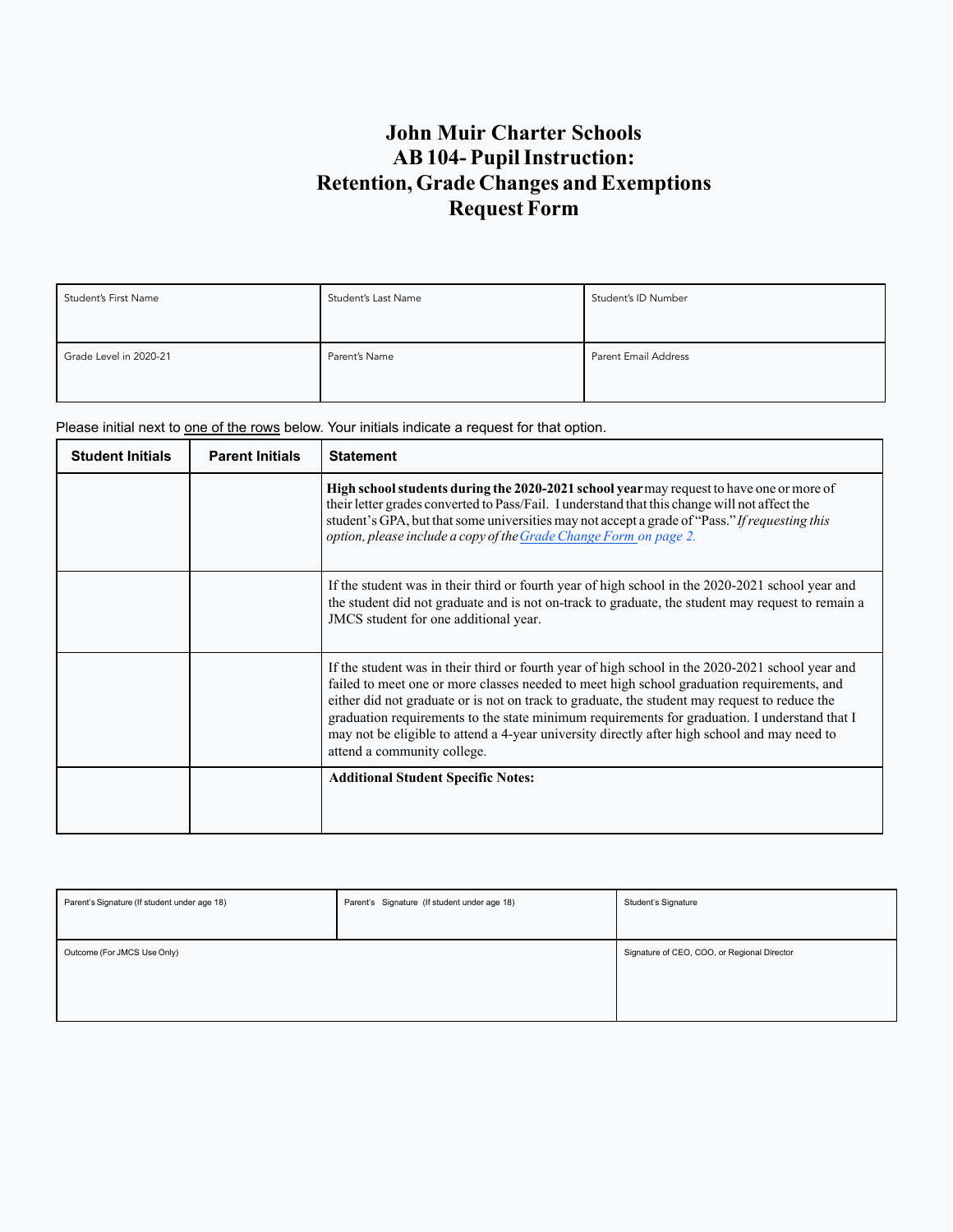# John Muir Charter Schools
# AB 104- Pupil Instruction: Retention, Grade Changes and Exemptions Request Form

| Student's First Name | Student's Last Name | Student's ID Number |
|---|---|---|
| Grade Level in 2020-21 | Parent's Name | Parent Email Address |

Please initial next to <u>one of the rows</u> below. Your initials indicate a request for that option.

| Student Initials | Parent Initials | Statement |
|---|---|---|
| | | **High school students during the 2020-2021 school year** may request to have one or more of their letter grades converted to Pass/Fail. I understand that this change will not affect the student's GPA, but that some universities may not accept a grade of "Pass." *If requesting this option, please include a copy of the Grade Change Form on page 2.* |
| | | If the student was in their third or fourth year of high school in the 2020-2021 school year and the student did not graduate and is not on-track to graduate, the student may request to remain a JMCS student for one additional year. |
| | | If the student was in their third or fourth year of high school in the 2020-2021 school year and failed to meet one or more classes needed to meet high school graduation requirements, and either did not graduate or is not on track to graduate, the student may request to reduce the graduation requirements to the state minimum requirements for graduation. I understand that I may not be eligible to attend a 4-year university directly after high school and may need to attend a community college. |
| | | **Additional Student Specific Notes:** |

| Parent's Signature (If student under age 18) | Parent's Signature (If student under age 18) | Student's Signature |
|---|---|---|
| Outcome (For JMCS Use Only) | | Signature of CEO, COO, or Regional Director |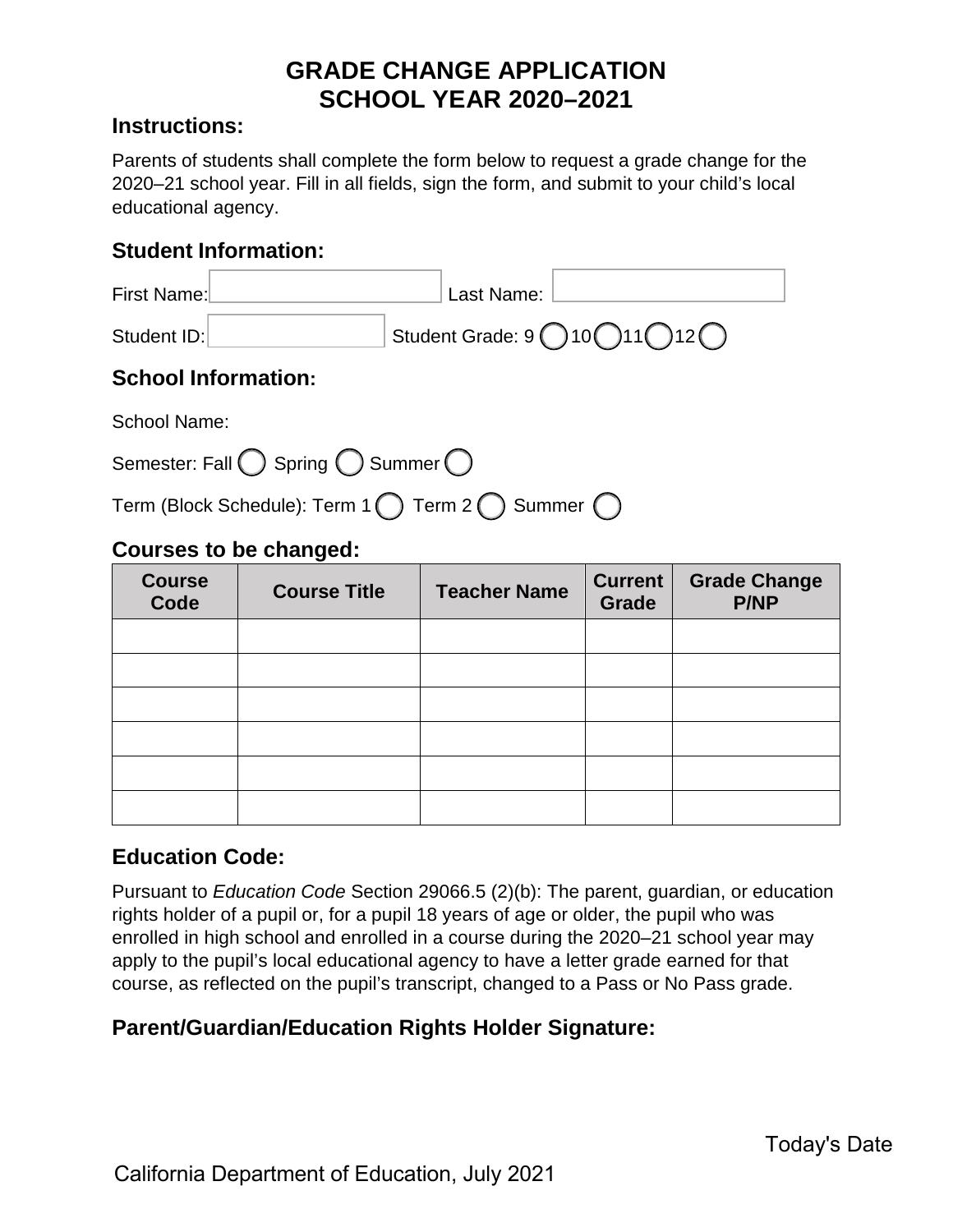# GRADE CHANGE APPLICATION
# SCHOOL YEAR 2020–2021

## Instructions:

Parents of students shall complete the form below to request a grade change for the 2020–21 school year. Fill in all fields, sign the form, and submit to your child's local educational agency.

## Student Information:

First Name: Last Name:

Student ID: Student Grade: 9 ◯ 10 ◯ 11 ◯ 12 ◯

## School Information:

School Name:

Semester: Fall ◯ Spring ◯ Summer ◯

Term (Block Schedule): Term 1 ◯ Term 2 ◯ Summer ◯

## Courses to be changed:

| Course Code | Course Title | Teacher Name | Current Grade | Grade Change P/NP |
|---|---|---|---|---|
| | | | | |
| | | | | |
| | | | | |
| | | | | |
| | | | | |
| | | | | |

## Education Code:

Pursuant to *Education Code* Section 29066.5 (2)(b): The parent, guardian, or education rights holder of a pupil or, for a pupil 18 years of age or older, the pupil who was enrolled in high school and enrolled in a course during the 2020–21 school year may apply to the pupil's local educational agency to have a letter grade earned for that course, as reflected on the pupil's transcript, changed to a Pass or No Pass grade.

## Parent/Guardian/Education Rights Holder Signature:

Today's Date

California Department of Education, July 2021